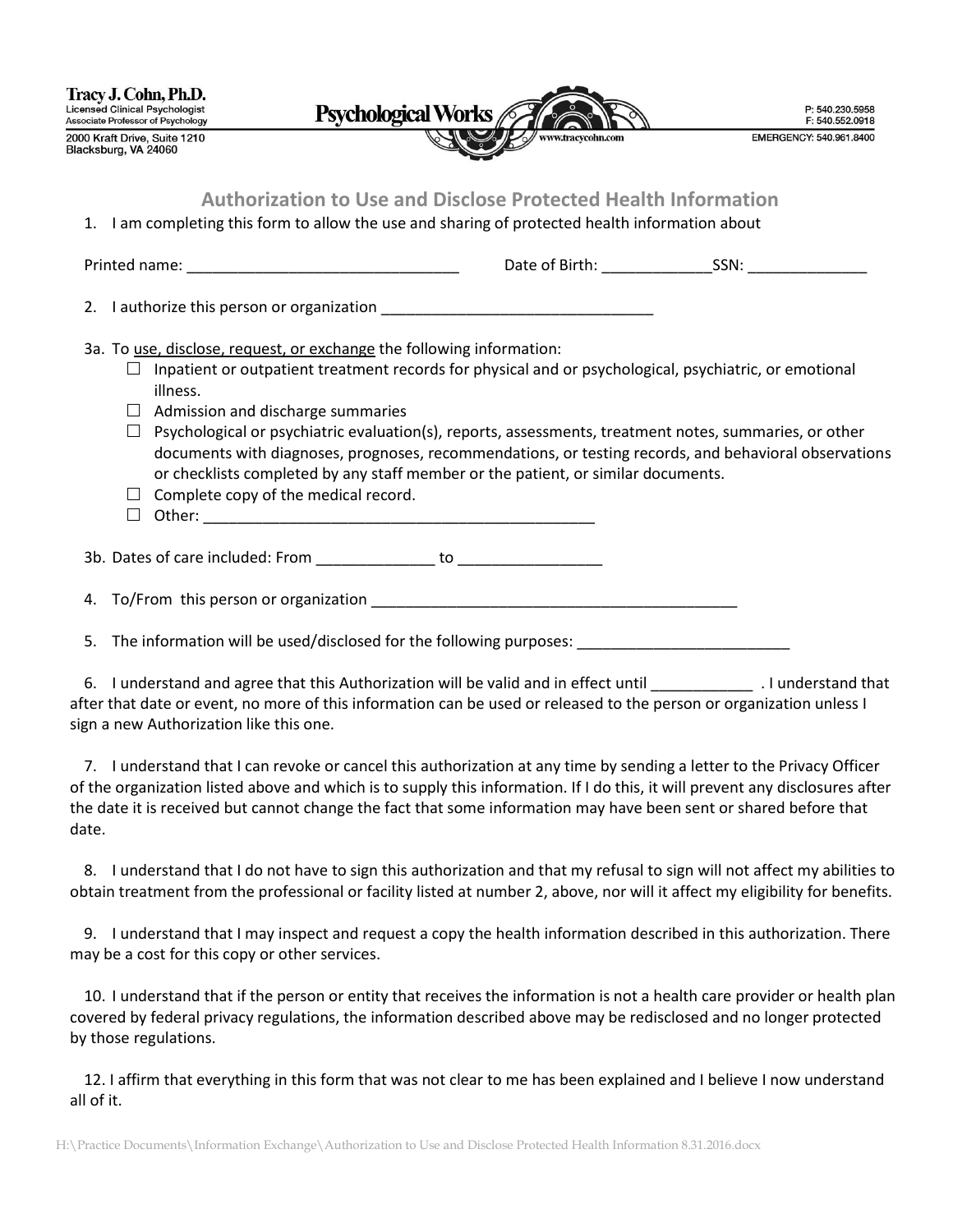**Tracy J. Cohn, Ph.D.**
Licensed Clinical Psychologist
Associate Professor of Psychology
2000 Kraft Drive, Suite 1210
Blacksburg, VA 24060

**Psychological Works**
www.tracycohn.com

P: 540.230.5958
F: 540.552.0918
EMERGENCY: 540.961.8400

## Authorization to Use and Disclose Protected Health Information

1. I am completing this form to allow the use and sharing of protected health information about

   Printed name: ________________________________ Date of Birth: _____________SSN: ______________

2. I authorize this person or organization ________________________________

3a. To use, disclose, request, or exchange the following information:

- ☐ Inpatient or outpatient treatment records for physical and or psychological, psychiatric, or emotional illness.
- ☐ Admission and discharge summaries
- ☐ Psychological or psychiatric evaluation(s), reports, assessments, treatment notes, summaries, or other documents with diagnoses, prognoses, recommendations, or testing records, and behavioral observations or checklists completed by any staff member or the patient, or similar documents.
- ☐ Complete copy of the medical record.
- ☐ Other: _______________________________________________

3b. Dates of care included: From ______________ to _________________

4. To/From this person or organization ____________________________________________

5. The information will be used/disclosed for the following purposes: _________________________

6. I understand and agree that this Authorization will be valid and in effect until ____________ . I understand that after that date or event, no more of this information can be used or released to the person or organization unless I sign a new Authorization like this one.

7. I understand that I can revoke or cancel this authorization at any time by sending a letter to the Privacy Officer of the organization listed above and which is to supply this information. If I do this, it will prevent any disclosures after the date it is received but cannot change the fact that some information may have been sent or shared before that date.

8. I understand that I do not have to sign this authorization and that my refusal to sign will not affect my abilities to obtain treatment from the professional or facility listed at number 2, above, nor will it affect my eligibility for benefits.

9. I understand that I may inspect and request a copy the health information described in this authorization. There may be a cost for this copy or other services.

10. I understand that if the person or entity that receives the information is not a health care provider or health plan covered by federal privacy regulations, the information described above may be redisclosed and no longer protected by those regulations.

12. I affirm that everything in this form that was not clear to me has been explained and I believe I now understand all of it.

H:\Practice Documents\Information Exchange\Authorization to Use and Disclose Protected Health Information 8.31.2016.docx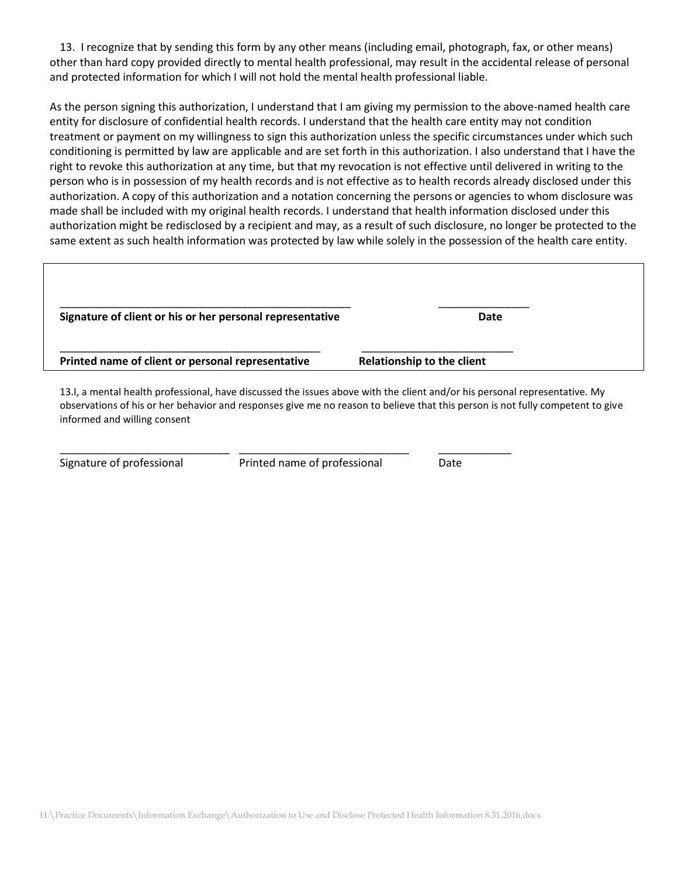13. I recognize that by sending this form by any other means (including email, photograph, fax, or other means) other than hard copy provided directly to mental health professional, may result in the accidental release of personal and protected information for which I will not hold the mental health professional liable.

As the person signing this authorization, I understand that I am giving my permission to the above-named health care entity for disclosure of confidential health records. I understand that the health care entity may not condition treatment or payment on my willingness to sign this authorization unless the specific circumstances under which such conditioning is permitted by law are applicable and are set forth in this authorization. I also understand that I have the right to revoke this authorization at any time, but that my revocation is not effective until delivered in writing to the person who is in possession of my health records and is not effective as to health records already disclosed under this authorization. A copy of this authorization and a notation concerning the persons or agencies to whom disclosure was made shall be included with my original health records. I understand that health information disclosed under this authorization might be redisclosed by a recipient and may, as a result of such disclosure, no longer be protected to the same extent as such health information was protected by law while solely in the possession of the health care entity.

\_\_\_\_\_\_\_\_\_\_\_\_\_\_\_\_\_\_\_\_\_\_\_\_\_\_\_\_\_\_\_\_\_\_\_\_\_\_\_\_\_\_\_\_\_\_\_\_\_\_ \_\_\_\_\_\_\_\_\_\_\_\_\_\_\_\_

**Signature of client or his or her personal representative** **Date**

\_\_\_\_\_\_\_\_\_\_\_\_\_\_\_\_\_\_\_\_\_\_\_\_\_\_\_\_\_\_\_\_\_\_\_\_\_\_\_\_\_\_\_\_\_\_ \_\_\_\_\_\_\_\_\_\_\_\_\_\_\_\_\_\_\_\_\_\_\_\_\_\_\_

**Printed name of client or personal representative** **Relationship to the client**

13.I, a mental health professional, have discussed the issues above with the client and/or his personal representative. My observations of his or her behavior and responses give me no reason to believe that this person is not fully competent to give informed and willing consent

\_\_\_\_\_\_\_\_\_\_\_\_\_\_\_\_\_\_\_\_\_\_\_\_\_\_\_\_\_\_ \_\_\_\_\_\_\_\_\_\_\_\_\_\_\_\_\_\_\_\_\_\_\_\_\_\_\_\_\_\_ \_\_\_\_\_\_\_\_\_\_\_\_\_

Signature of professional Printed name of professional Date

H:\Practice Documents\Information Exchange\Authorization to Use and Disclose Protected Health Information 8.31.2016.docx